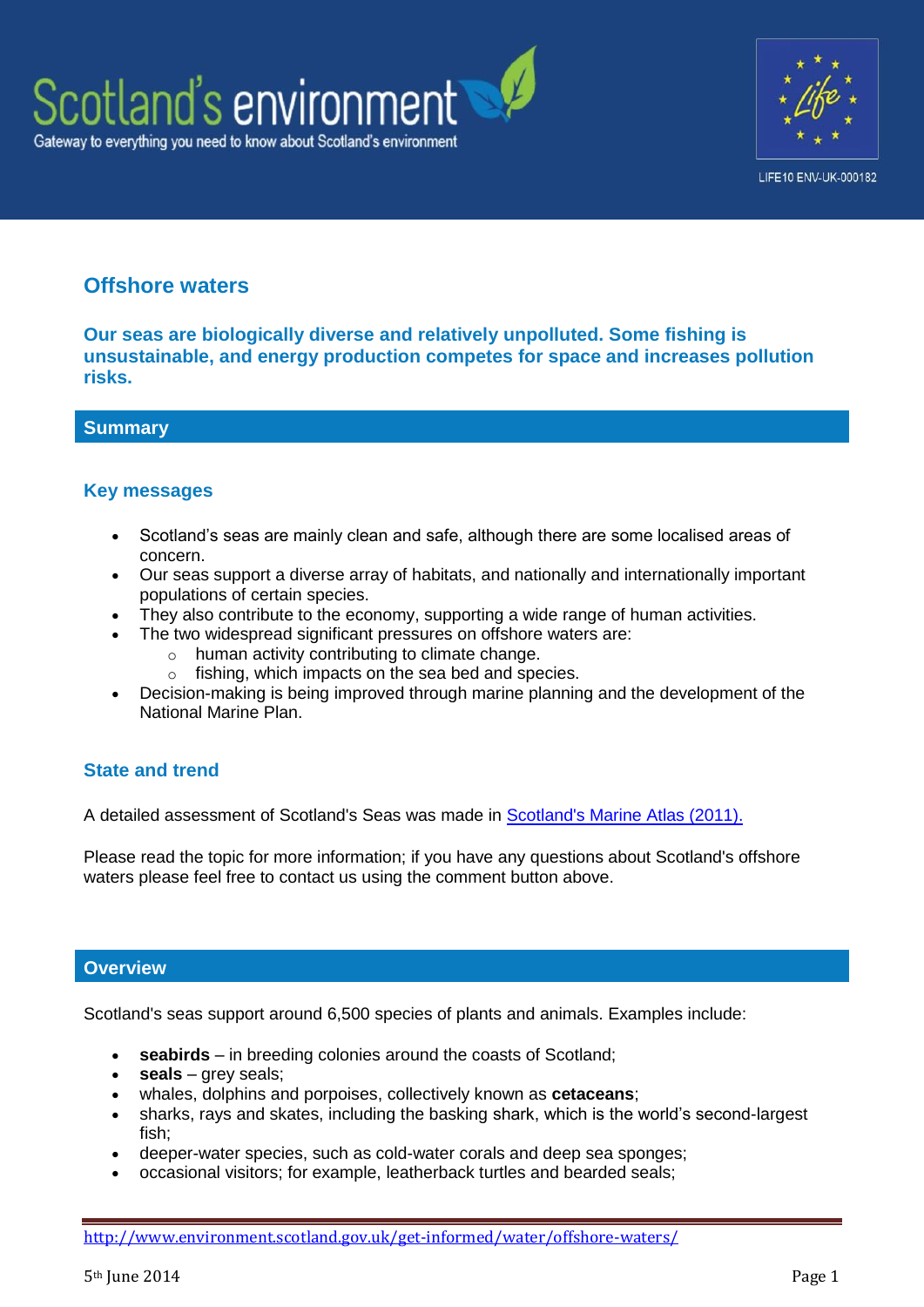Scotland's environment

Gateway to everything you need to know about Scotland's environment

LIFE10 ENV-UK-000182

# Offshore waters

**Our seas are biologically diverse and relatively unpolluted. Some fishing is unsustainable, and energy production competes for space and increases pollution risks.**

## Summary

### Key messages

- Scotland's seas are mainly clean and safe, although there are some localised areas of concern.
- Our seas support a diverse array of habitats, and nationally and internationally important populations of certain species.
- They also contribute to the economy, supporting a wide range of human activities.
- The two widespread significant pressures on offshore waters are:
  - human activity contributing to climate change.
  - fishing, which impacts on the sea bed and species.
- Decision-making is being improved through marine planning and the development of the National Marine Plan.

### State and trend

A detailed assessment of Scotland's Seas was made in Scotland's Marine Atlas (2011).

Please read the topic for more information; if you have any questions about Scotland's offshore waters please feel free to contact us using the comment button above.

## Overview

Scotland's seas support around 6,500 species of plants and animals. Examples include:

- **seabirds** – in breeding colonies around the coasts of Scotland;
- **seals** – grey seals;
- whales, dolphins and porpoises, collectively known as **cetaceans**;
- sharks, rays and skates, including the basking shark, which is the world's second-largest fish;
- deeper-water species, such as cold-water corals and deep sea sponges;
- occasional visitors; for example, leatherback turtles and bearded seals;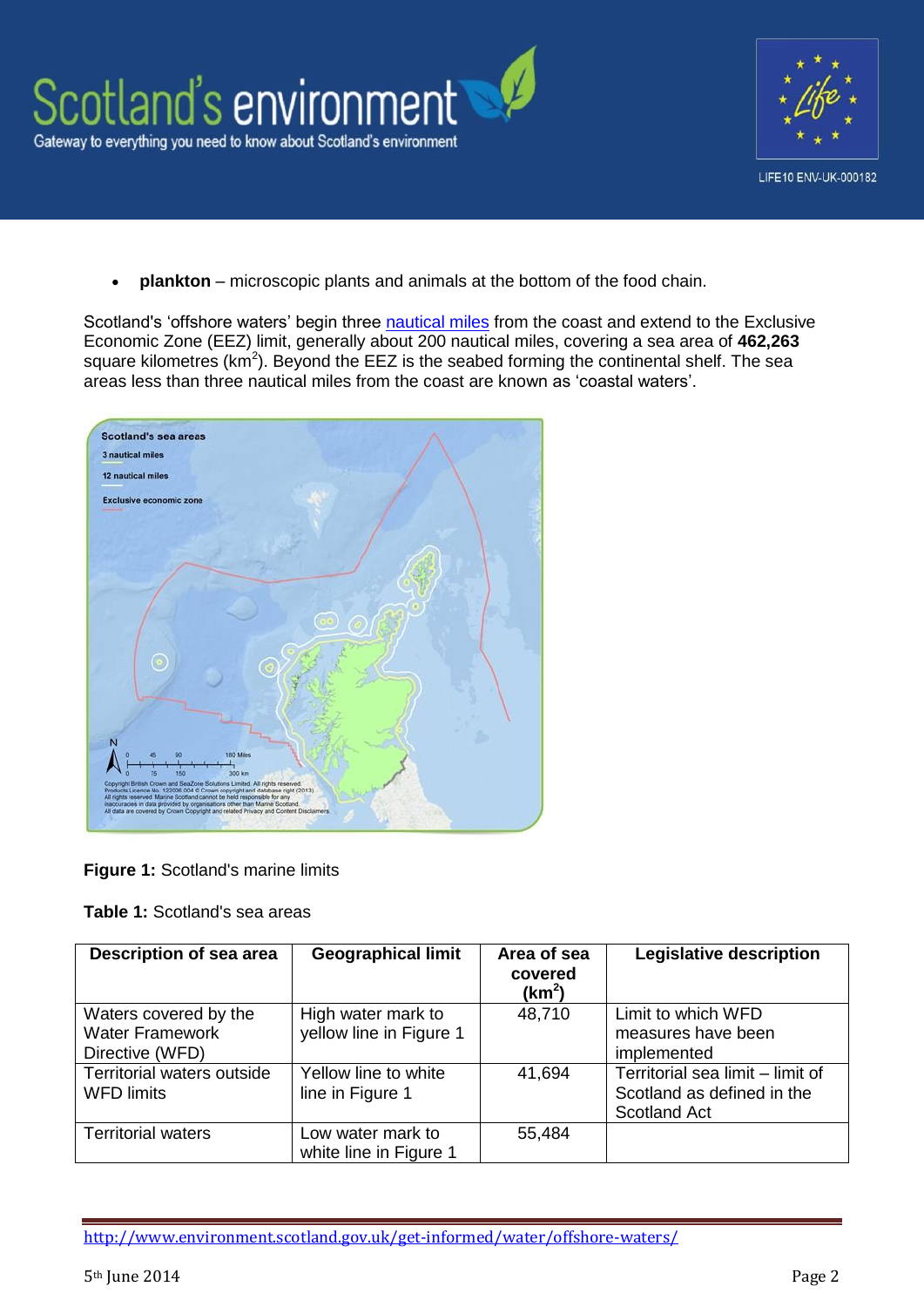- **plankton** – microscopic plants and animals at the bottom of the food chain.

Scotland's 'offshore waters' begin three nautical miles from the coast and extend to the Exclusive Economic Zone (EEZ) limit, generally about 200 nautical miles, covering a sea area of **462,263** square kilometres ($km^2$). Beyond the EEZ is the seabed forming the continental shelf. The sea areas less than three nautical miles from the coast are known as 'coastal waters'.

**Figure 1:** Scotland's marine limits

**Table 1:** Scotland's sea areas

| Description of sea area | Geographical limit | Area of sea covered ($km^2$) | Legislative description |
|---|---|---|---|
| Waters covered by the Water Framework Directive (WFD) | High water mark to yellow line in Figure 1 | 48,710 | Limit to which WFD measures have been implemented |
| Territorial waters outside WFD limits | Yellow line to white line in Figure 1 | 41,694 | Territorial sea limit – limit of Scotland as defined in the Scotland Act |
| Territorial waters | Low water mark to white line in Figure 1 | 55,484 | |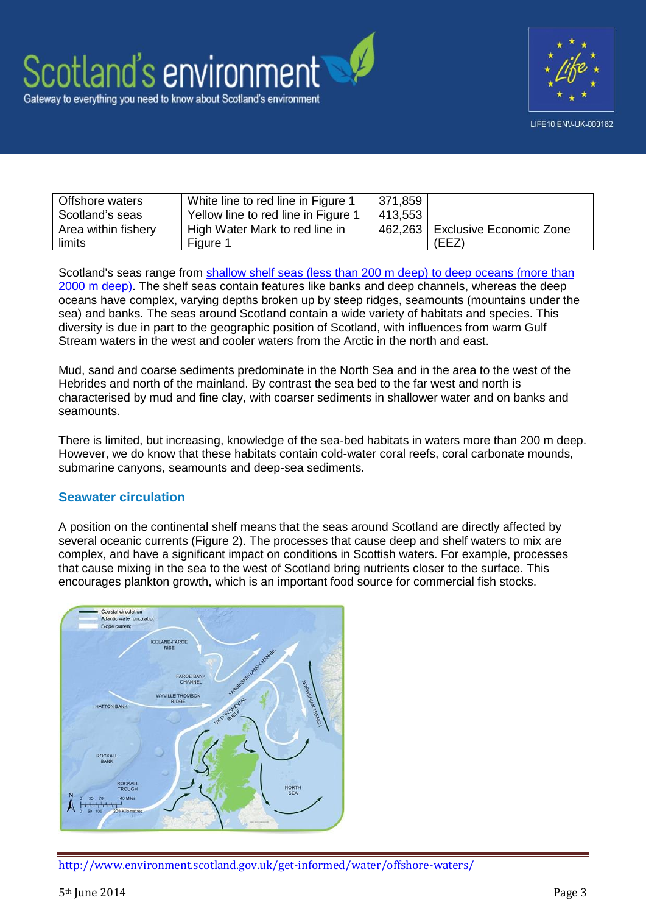| Offshore waters | White line to red line in Figure 1 | 371,859 | |
|---|---|---|---|
| Scotland's seas | Yellow line to red line in Figure 1 | 413,553 | |
| Area within fishery limits | High Water Mark to red line in Figure 1 | 462,263 | Exclusive Economic Zone (EEZ) |

Scotland's seas range from [shallow shelf seas (less than 200 m deep) to deep oceans (more than 2000 m deep)](). The shelf seas contain features like banks and deep channels, whereas the deep oceans have complex, varying depths broken up by steep ridges, seamounts (mountains under the sea) and banks. The seas around Scotland contain a wide variety of habitats and species. This diversity is due in part to the geographic position of Scotland, with influences from warm Gulf Stream waters in the west and cooler waters from the Arctic in the north and east.

Mud, sand and coarse sediments predominate in the North Sea and in the area to the west of the Hebrides and north of the mainland. By contrast the sea bed to the far west and north is characterised by mud and fine clay, with coarser sediments in shallower water and on banks and seamounts.

There is limited, but increasing, knowledge of the sea-bed habitats in waters more than 200 m deep. However, we do know that these habitats contain cold-water coral reefs, coral carbonate mounds, submarine canyons, seamounts and deep-sea sediments.

## Seawater circulation

A position on the continental shelf means that the seas around Scotland are directly affected by several oceanic currents (Figure 2). The processes that cause deep and shelf waters to mix are complex, and have a significant impact on conditions in Scottish waters. For example, processes that cause mixing in the sea to the west of Scotland bring nutrients closer to the surface. This encourages plankton growth, which is an important food source for commercial fish stocks.

http://www.environment.scotland.gov.uk/get-informed/water/offshore-waters/

5th June 2014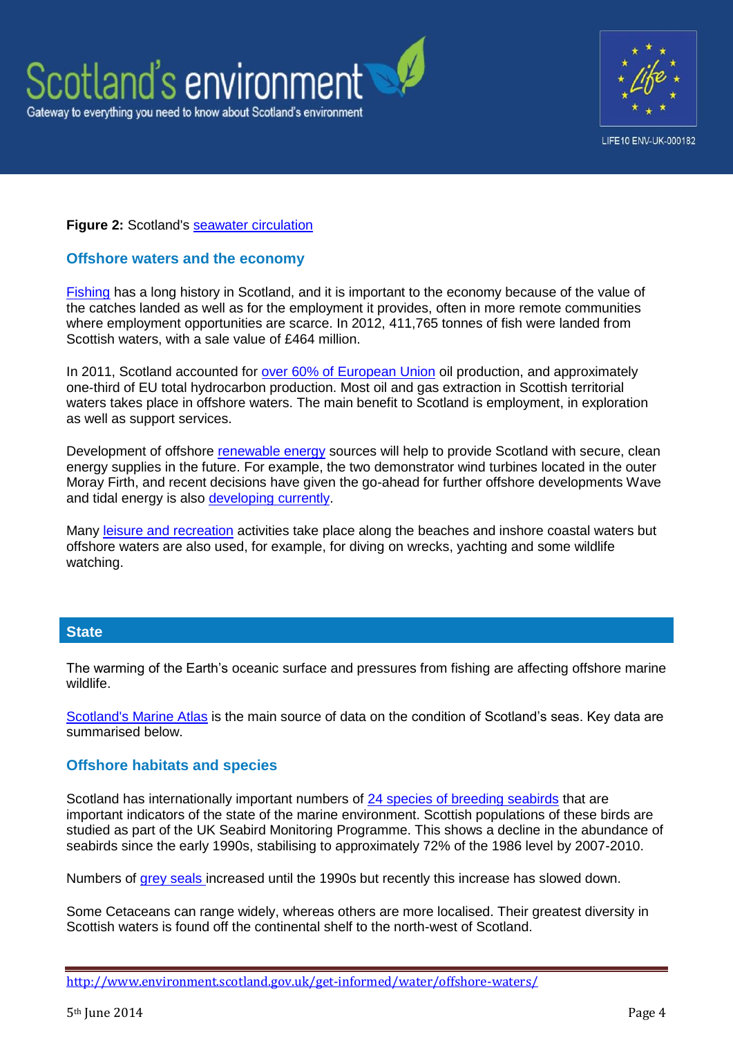**Figure 2:** Scotland's seawater circulation

### Offshore waters and the economy

Fishing has a long history in Scotland, and it is important to the economy because of the value of the catches landed as well as for the employment it provides, often in more remote communities where employment opportunities are scarce. In 2012, 411,765 tonnes of fish were landed from Scottish waters, with a sale value of £464 million.

In 2011, Scotland accounted for over 60% of European Union oil production, and approximately one-third of EU total hydrocarbon production. Most oil and gas extraction in Scottish territorial waters takes place in offshore waters. The main benefit to Scotland is employment, in exploration as well as support services.

Development of offshore renewable energy sources will help to provide Scotland with secure, clean energy supplies in the future. For example, the two demonstrator wind turbines located in the outer Moray Firth, and recent decisions have given the go-ahead for further offshore developments Wave and tidal energy is also developing currently.

Many leisure and recreation activities take place along the beaches and inshore coastal waters but offshore waters are also used, for example, for diving on wrecks, yachting and some wildlife watching.

## State

The warming of the Earth's oceanic surface and pressures from fishing are affecting offshore marine wildlife.

Scotland's Marine Atlas is the main source of data on the condition of Scotland's seas. Key data are summarised below.

### Offshore habitats and species

Scotland has internationally important numbers of 24 species of breeding seabirds that are important indicators of the state of the marine environment. Scottish populations of these birds are studied as part of the UK Seabird Monitoring Programme. This shows a decline in the abundance of seabirds since the early 1990s, stabilising to approximately 72% of the 1986 level by 2007-2010.

Numbers of grey seals increased until the 1990s but recently this increase has slowed down.

Some Cetaceans can range widely, whereas others are more localised. Their greatest diversity in Scottish waters is found off the continental shelf to the north-west of Scotland.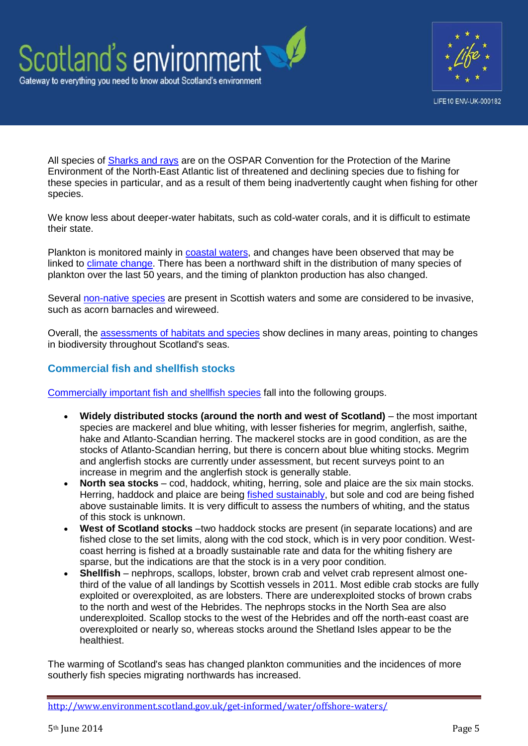All species of Sharks and rays are on the OSPAR Convention for the Protection of the Marine Environment of the North-East Atlantic list of threatened and declining species due to fishing for these species in particular, and as a result of them being inadvertently caught when fishing for other species.

We know less about deeper-water habitats, such as cold-water corals, and it is difficult to estimate their state.

Plankton is monitored mainly in coastal waters, and changes have been observed that may be linked to climate change. There has been a northward shift in the distribution of many species of plankton over the last 50 years, and the timing of plankton production has also changed.

Several non-native species are present in Scottish waters and some are considered to be invasive, such as acorn barnacles and wireweed.

Overall, the assessments of habitats and species show declines in many areas, pointing to changes in biodiversity throughout Scotland's seas.

## Commercial fish and shellfish stocks

Commercially important fish and shellfish species fall into the following groups.

- **Widely distributed stocks (around the north and west of Scotland)** – the most important species are mackerel and blue whiting, with lesser fisheries for megrim, anglerfish, saithe, hake and Atlanto-Scandian herring. The mackerel stocks are in good condition, as are the stocks of Atlanto-Scandian herring, but there is concern about blue whiting stocks. Megrim and anglerfish stocks are currently under assessment, but recent surveys point to an increase in megrim and the anglerfish stock is generally stable.
- **North sea stocks** – cod, haddock, whiting, herring, sole and plaice are the six main stocks. Herring, haddock and plaice are being fished sustainably, but sole and cod are being fished above sustainable limits. It is very difficult to assess the numbers of whiting, and the status of this stock is unknown.
- **West of Scotland stocks** –two haddock stocks are present (in separate locations) and are fished close to the set limits, along with the cod stock, which is in very poor condition. West-coast herring is fished at a broadly sustainable rate and data for the whiting fishery are sparse, but the indications are that the stock is in a very poor condition.
- **Shellfish** – nephrops, scallops, lobster, brown crab and velvet crab represent almost one-third of the value of all landings by Scottish vessels in 2011. Most edible crab stocks are fully exploited or overexploited, as are lobsters. There are underexploited stocks of brown crabs to the north and west of the Hebrides. The nephrops stocks in the North Sea are also underexploited. Scallop stocks to the west of the Hebrides and off the north-east coast are overexploited or nearly so, whereas stocks around the Shetland Isles appear to be the healthiest.

The warming of Scotland's seas has changed plankton communities and the incidences of more southerly fish species migrating northwards has increased.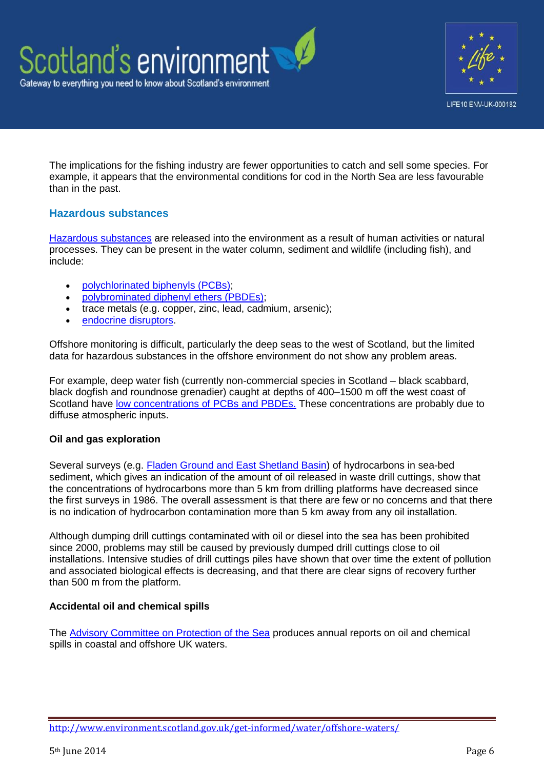The implications for the fishing industry are fewer opportunities to catch and sell some species. For example, it appears that the environmental conditions for cod in the North Sea are less favourable than in the past.

## Hazardous substances

Hazardous substances are released into the environment as a result of human activities or natural processes. They can be present in the water column, sediment and wildlife (including fish), and include:

- polychlorinated biphenyls (PCBs);
- polybrominated diphenyl ethers (PBDEs);
- trace metals (e.g. copper, zinc, lead, cadmium, arsenic);
- endocrine disruptors.

Offshore monitoring is difficult, particularly the deep seas to the west of Scotland, but the limited data for hazardous substances in the offshore environment do not show any problem areas.

For example, deep water fish (currently non-commercial species in Scotland – black scabbard, black dogfish and roundnose grenadier) caught at depths of 400–1500 m off the west coast of Scotland have low concentrations of PCBs and PBDEs. These concentrations are probably due to diffuse atmospheric inputs.

### Oil and gas exploration

Several surveys (e.g. Fladen Ground and East Shetland Basin) of hydrocarbons in sea-bed sediment, which gives an indication of the amount of oil released in waste drill cuttings, show that the concentrations of hydrocarbons more than 5 km from drilling platforms have decreased since the first surveys in 1986. The overall assessment is that there are few or no concerns and that there is no indication of hydrocarbon contamination more than 5 km away from any oil installation.

Although dumping drill cuttings contaminated with oil or diesel into the sea has been prohibited since 2000, problems may still be caused by previously dumped drill cuttings close to oil installations. Intensive studies of drill cuttings piles have shown that over time the extent of pollution and associated biological effects is decreasing, and that there are clear signs of recovery further than 500 m from the platform.

### Accidental oil and chemical spills

The Advisory Committee on Protection of the Sea produces annual reports on oil and chemical spills in coastal and offshore UK waters.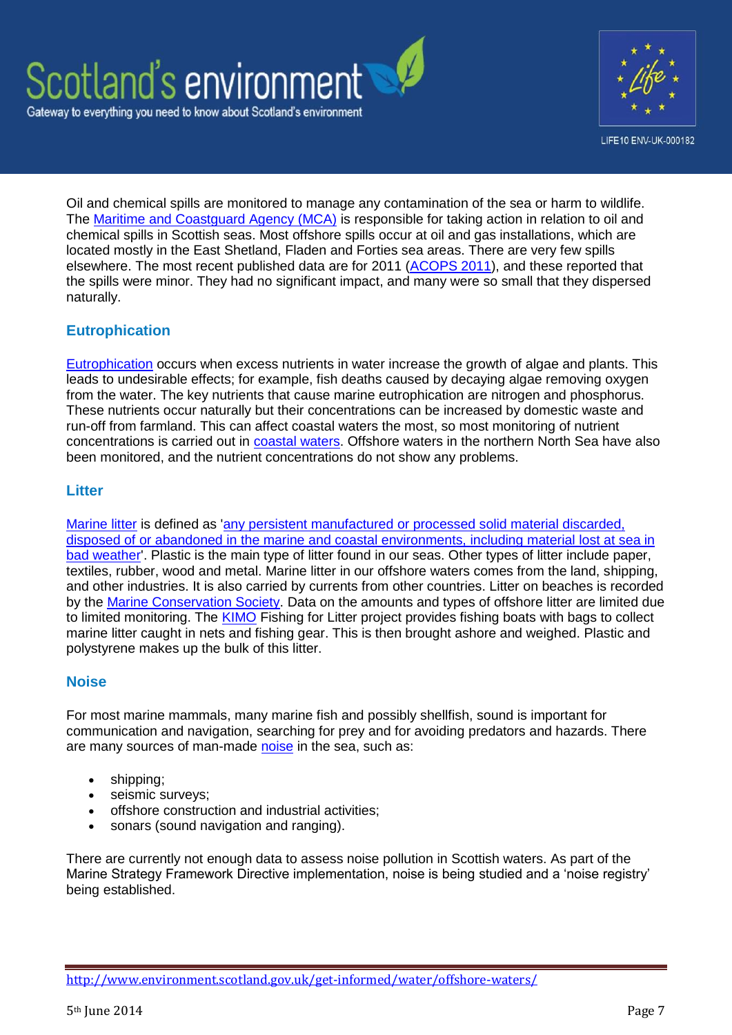Oil and chemical spills are monitored to manage any contamination of the sea or harm to wildlife. The Maritime and Coastguard Agency (MCA) is responsible for taking action in relation to oil and chemical spills in Scottish seas. Most offshore spills occur at oil and gas installations, which are located mostly in the East Shetland, Fladen and Forties sea areas. There are very few spills elsewhere. The most recent published data are for 2011 (ACOPS 2011), and these reported that the spills were minor. They had no significant impact, and many were so small that they dispersed naturally.

### Eutrophication

Eutrophication occurs when excess nutrients in water increase the growth of algae and plants. This leads to undesirable effects; for example, fish deaths caused by decaying algae removing oxygen from the water. The key nutrients that cause marine eutrophication are nitrogen and phosphorus. These nutrients occur naturally but their concentrations can be increased by domestic waste and run-off from farmland. This can affect coastal waters the most, so most monitoring of nutrient concentrations is carried out in coastal waters. Offshore waters in the northern North Sea have also been monitored, and the nutrient concentrations do not show any problems.

### Litter

Marine litter is defined as 'any persistent manufactured or processed solid material discarded, disposed of or abandoned in the marine and coastal environments, including material lost at sea in bad weather'. Plastic is the main type of litter found in our seas. Other types of litter include paper, textiles, rubber, wood and metal. Marine litter in our offshore waters comes from the land, shipping, and other industries. It is also carried by currents from other countries. Litter on beaches is recorded by the Marine Conservation Society. Data on the amounts and types of offshore litter are limited due to limited monitoring. The KIMO Fishing for Litter project provides fishing boats with bags to collect marine litter caught in nets and fishing gear. This is then brought ashore and weighed. Plastic and polystyrene makes up the bulk of this litter.

### Noise

For most marine mammals, many marine fish and possibly shellfish, sound is important for communication and navigation, searching for prey and for avoiding predators and hazards. There are many sources of man-made noise in the sea, such as:

- shipping;
- seismic surveys;
- offshore construction and industrial activities;
- sonars (sound navigation and ranging).

There are currently not enough data to assess noise pollution in Scottish waters. As part of the Marine Strategy Framework Directive implementation, noise is being studied and a 'noise registry' being established.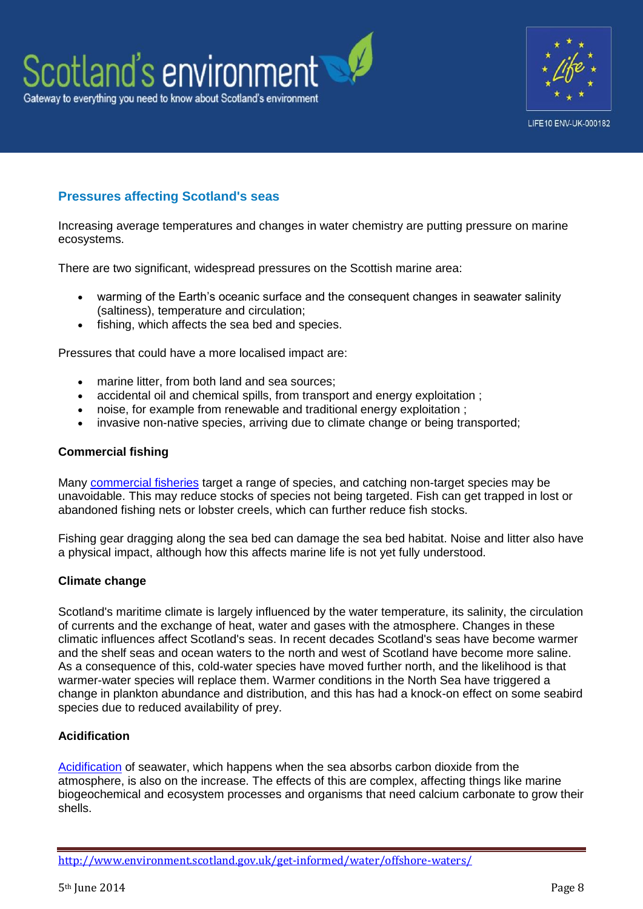## Pressures affecting Scotland's seas

Increasing average temperatures and changes in water chemistry are putting pressure on marine ecosystems.

There are two significant, widespread pressures on the Scottish marine area:

- warming of the Earth's oceanic surface and the consequent changes in seawater salinity (saltiness), temperature and circulation;
- fishing, which affects the sea bed and species.

Pressures that could have a more localised impact are:

- marine litter, from both land and sea sources;
- accidental oil and chemical spills, from transport and energy exploitation ;
- noise, for example from renewable and traditional energy exploitation ;
- invasive non-native species, arriving due to climate change or being transported;

### Commercial fishing

Many commercial fisheries target a range of species, and catching non-target species may be unavoidable. This may reduce stocks of species not being targeted. Fish can get trapped in lost or abandoned fishing nets or lobster creels, which can further reduce fish stocks.

Fishing gear dragging along the sea bed can damage the sea bed habitat. Noise and litter also have a physical impact, although how this affects marine life is not yet fully understood.

### Climate change

Scotland's maritime climate is largely influenced by the water temperature, its salinity, the circulation of currents and the exchange of heat, water and gases with the atmosphere. Changes in these climatic influences affect Scotland's seas. In recent decades Scotland's seas have become warmer and the shelf seas and ocean waters to the north and west of Scotland have become more saline. As a consequence of this, cold-water species have moved further north, and the likelihood is that warmer-water species will replace them. Warmer conditions in the North Sea have triggered a change in plankton abundance and distribution, and this has had a knock-on effect on some seabird species due to reduced availability of prey.

### Acidification

Acidification of seawater, which happens when the sea absorbs carbon dioxide from the atmosphere, is also on the increase. The effects of this are complex, affecting things like marine biogeochemical and ecosystem processes and organisms that need calcium carbonate to grow their shells.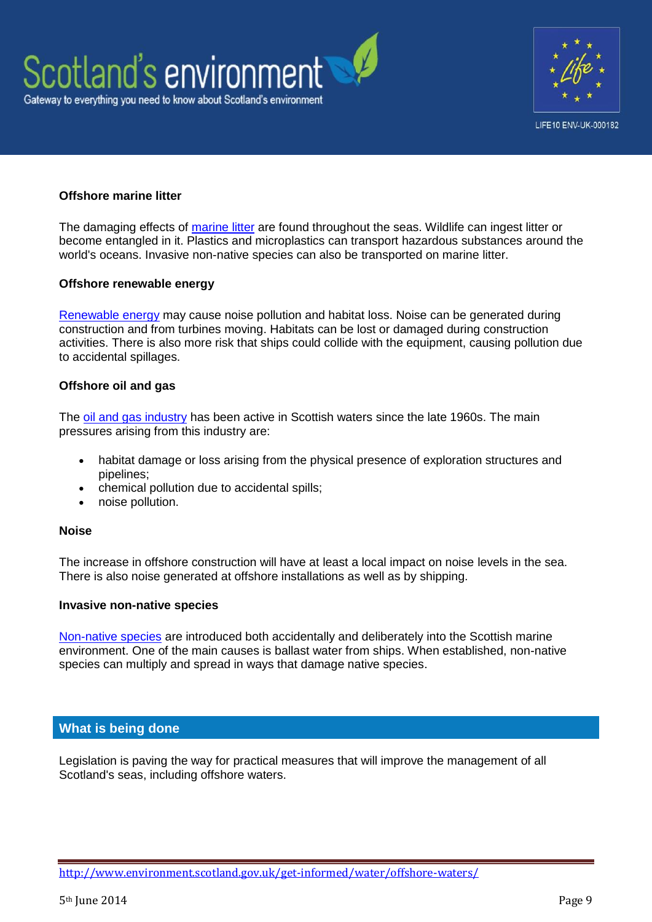**Offshore marine litter**

The damaging effects of marine litter are found throughout the seas. Wildlife can ingest litter or become entangled in it. Plastics and microplastics can transport hazardous substances around the world's oceans. Invasive non-native species can also be transported on marine litter.

**Offshore renewable energy**

Renewable energy may cause noise pollution and habitat loss. Noise can be generated during construction and from turbines moving. Habitats can be lost or damaged during construction activities. There is also more risk that ships could collide with the equipment, causing pollution due to accidental spillages.

**Offshore oil and gas**

The oil and gas industry has been active in Scottish waters since the late 1960s. The main pressures arising from this industry are:

- habitat damage or loss arising from the physical presence of exploration structures and pipelines;
- chemical pollution due to accidental spills;
- noise pollution.

**Noise**

The increase in offshore construction will have at least a local impact on noise levels in the sea. There is also noise generated at offshore installations as well as by shipping.

**Invasive non-native species**

Non-native species are introduced both accidentally and deliberately into the Scottish marine environment. One of the main causes is ballast water from ships. When established, non-native species can multiply and spread in ways that damage native species.

## What is being done

Legislation is paving the way for practical measures that will improve the management of all Scotland's seas, including offshore waters.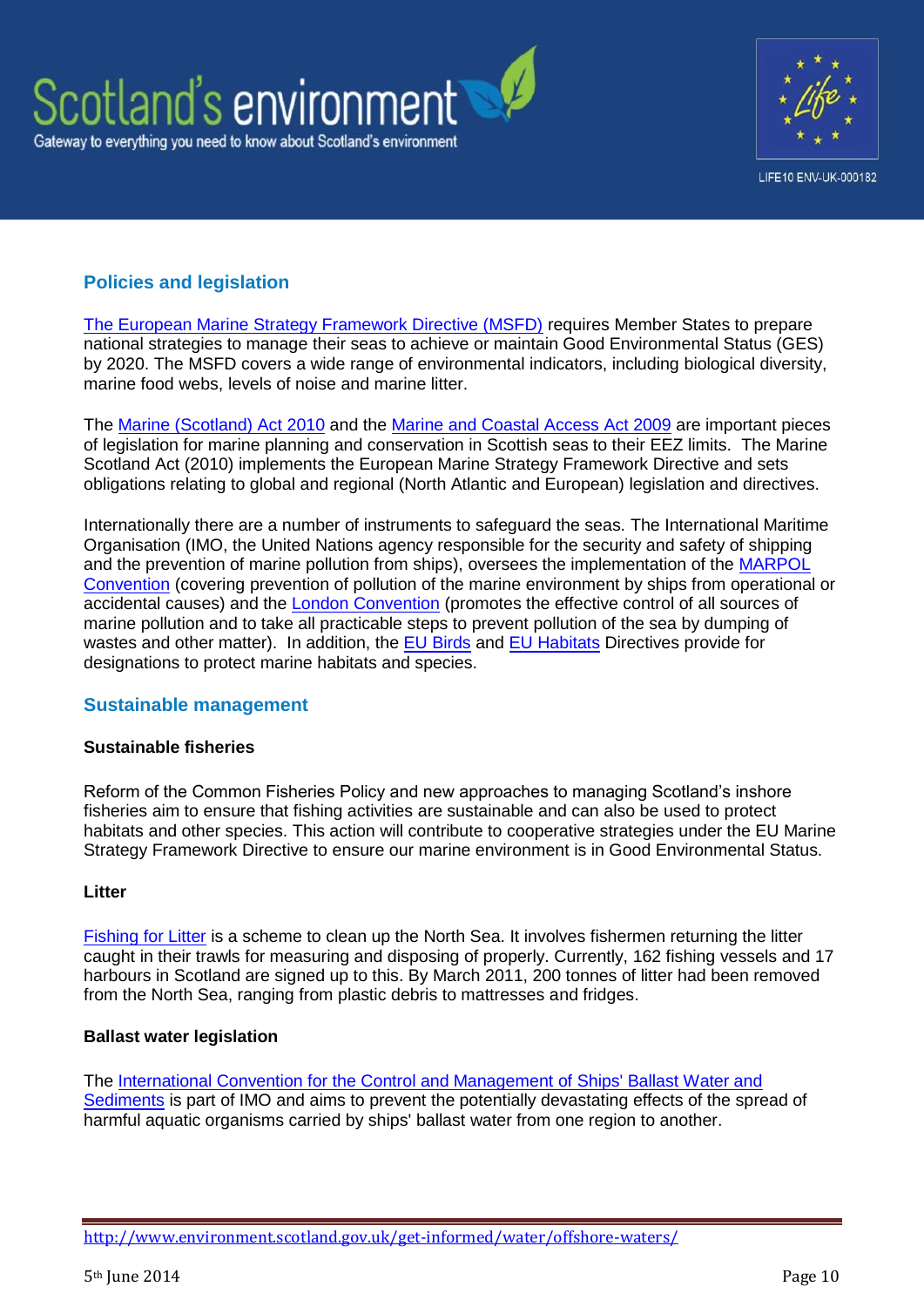## Policies and legislation

The European Marine Strategy Framework Directive (MSFD) requires Member States to prepare national strategies to manage their seas to achieve or maintain Good Environmental Status (GES) by 2020. The MSFD covers a wide range of environmental indicators, including biological diversity, marine food webs, levels of noise and marine litter.

The Marine (Scotland) Act 2010 and the Marine and Coastal Access Act 2009 are important pieces of legislation for marine planning and conservation in Scottish seas to their EEZ limits. The Marine Scotland Act (2010) implements the European Marine Strategy Framework Directive and sets obligations relating to global and regional (North Atlantic and European) legislation and directives.

Internationally there are a number of instruments to safeguard the seas. The International Maritime Organisation (IMO, the United Nations agency responsible for the security and safety of shipping and the prevention of marine pollution from ships), oversees the implementation of the MARPOL Convention (covering prevention of pollution of the marine environment by ships from operational or accidental causes) and the London Convention (promotes the effective control of all sources of marine pollution and to take all practicable steps to prevent pollution of the sea by dumping of wastes and other matter). In addition, the EU Birds and EU Habitats Directives provide for designations to protect marine habitats and species.

## Sustainable management

### Sustainable fisheries

Reform of the Common Fisheries Policy and new approaches to managing Scotland's inshore fisheries aim to ensure that fishing activities are sustainable and can also be used to protect habitats and other species. This action will contribute to cooperative strategies under the EU Marine Strategy Framework Directive to ensure our marine environment is in Good Environmental Status.

### Litter

Fishing for Litter is a scheme to clean up the North Sea. It involves fishermen returning the litter caught in their trawls for measuring and disposing of properly. Currently, 162 fishing vessels and 17 harbours in Scotland are signed up to this. By March 2011, 200 tonnes of litter had been removed from the North Sea, ranging from plastic debris to mattresses and fridges.

### Ballast water legislation

The International Convention for the Control and Management of Ships' Ballast Water and Sediments is part of IMO and aims to prevent the potentially devastating effects of the spread of harmful aquatic organisms carried by ships' ballast water from one region to another.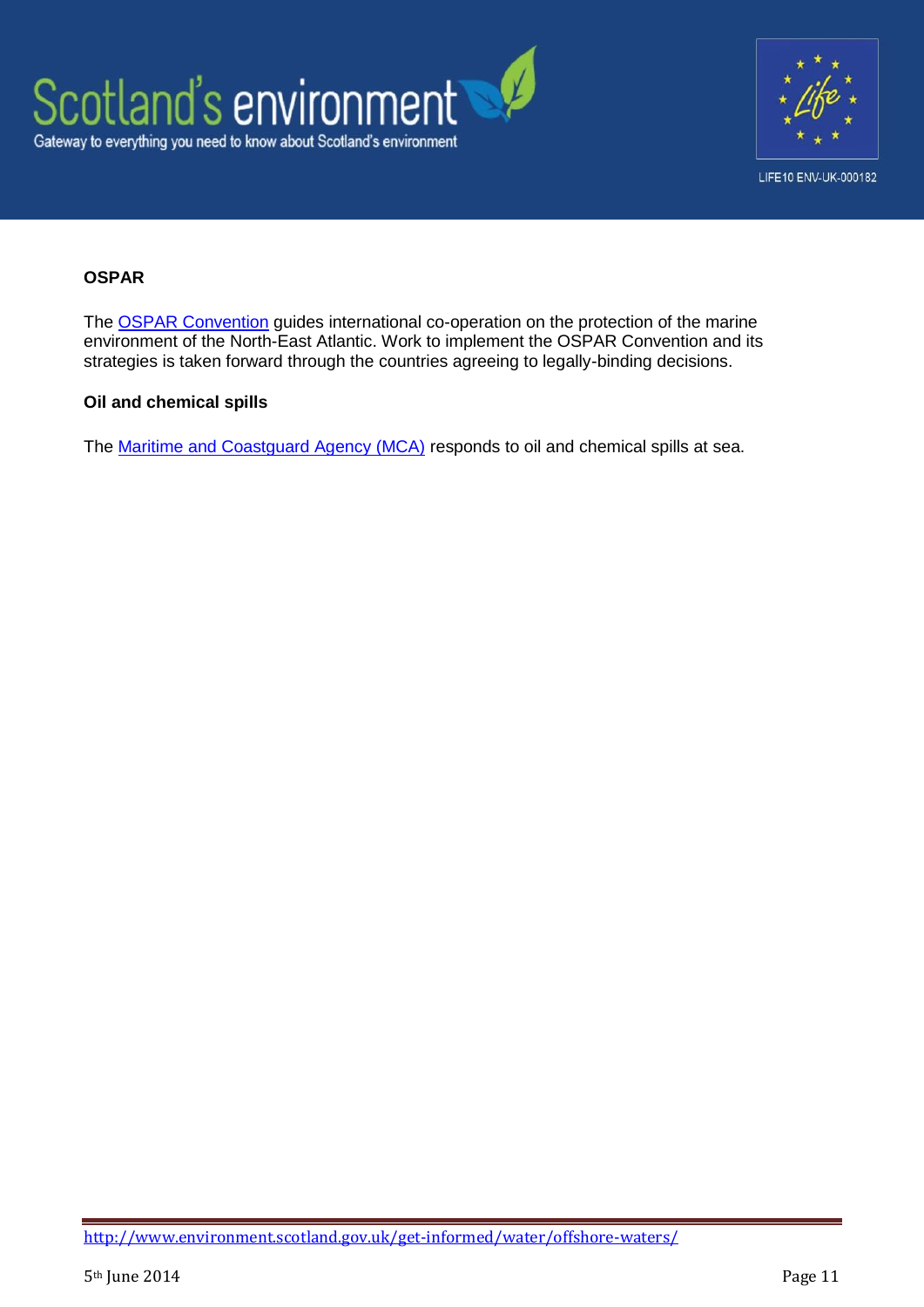**OSPAR**

The [OSPAR Convention] guides international co-operation on the protection of the marine environment of the North-East Atlantic. Work to implement the OSPAR Convention and its strategies is taken forward through the countries agreeing to legally-binding decisions.

**Oil and chemical spills**

The [Maritime and Coastguard Agency (MCA)] responds to oil and chemical spills at sea.